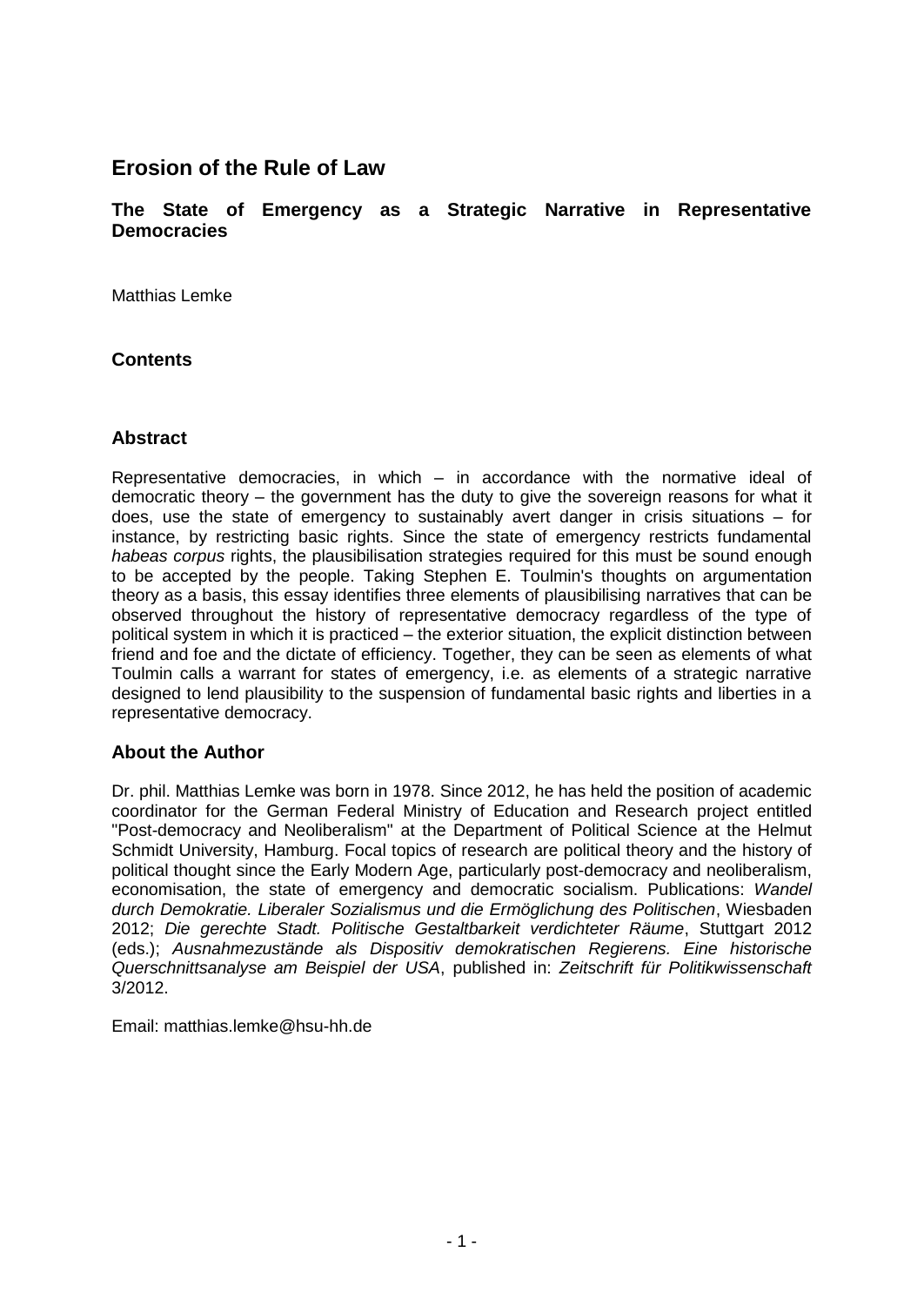# Erosion of the Rule of Law

### The State of Emergency as a Strategic Narrative in Representative Democracies

Matthias Lemke

## Contents

## Abstract

Representative democracies, in which – in accordance with the normative ideal of democratic theory – the government has the duty to give the sovereign reasons for what it does, use the state of emergency to sustainably avert danger in crisis situations – for instance, by restricting basic rights. Since the state of emergency restricts fundamental *habeas corpus* rights, the plausibilisation strategies required for this must be sound enough to be accepted by the people. Taking Stephen E. Toulmin's thoughts on argumentation theory as a basis, this essay identifies three elements of plausibilising narratives that can be observed throughout the history of representative democracy regardless of the type of political system in which it is practiced – the exterior situation, the explicit distinction between friend and foe and the dictate of efficiency. Together, they can be seen as elements of what Toulmin calls a warrant for states of emergency, i.e. as elements of a strategic narrative designed to lend plausibility to the suspension of fundamental basic rights and liberties in a representative democracy.

## About the Author

Dr. phil. Matthias Lemke was born in 1978. Since 2012, he has held the position of academic coordinator for the German Federal Ministry of Education and Research project entitled "Post-democracy and Neoliberalism" at the Department of Political Science at the Helmut Schmidt University, Hamburg. Focal topics of research are political theory and the history of political thought since the Early Modern Age, particularly post-democracy and neoliberalism, economisation, the state of emergency and democratic socialism. Publications: *Wandel durch Demokratie. Liberaler Sozialismus und die Ermöglichung des Politischen*, Wiesbaden 2012; *Die gerechte Stadt. Politische Gestaltbarkeit verdichteter Räume*, Stuttgart 2012 (eds.); *Ausnahmezustände als Dispositiv demokratischen Regierens. Eine historische Querschnittsanalyse am Beispiel der USA*, published in: *Zeitschrift für Politikwissenschaft* 3/2012.

Email: matthias.lemke@hsu-hh.de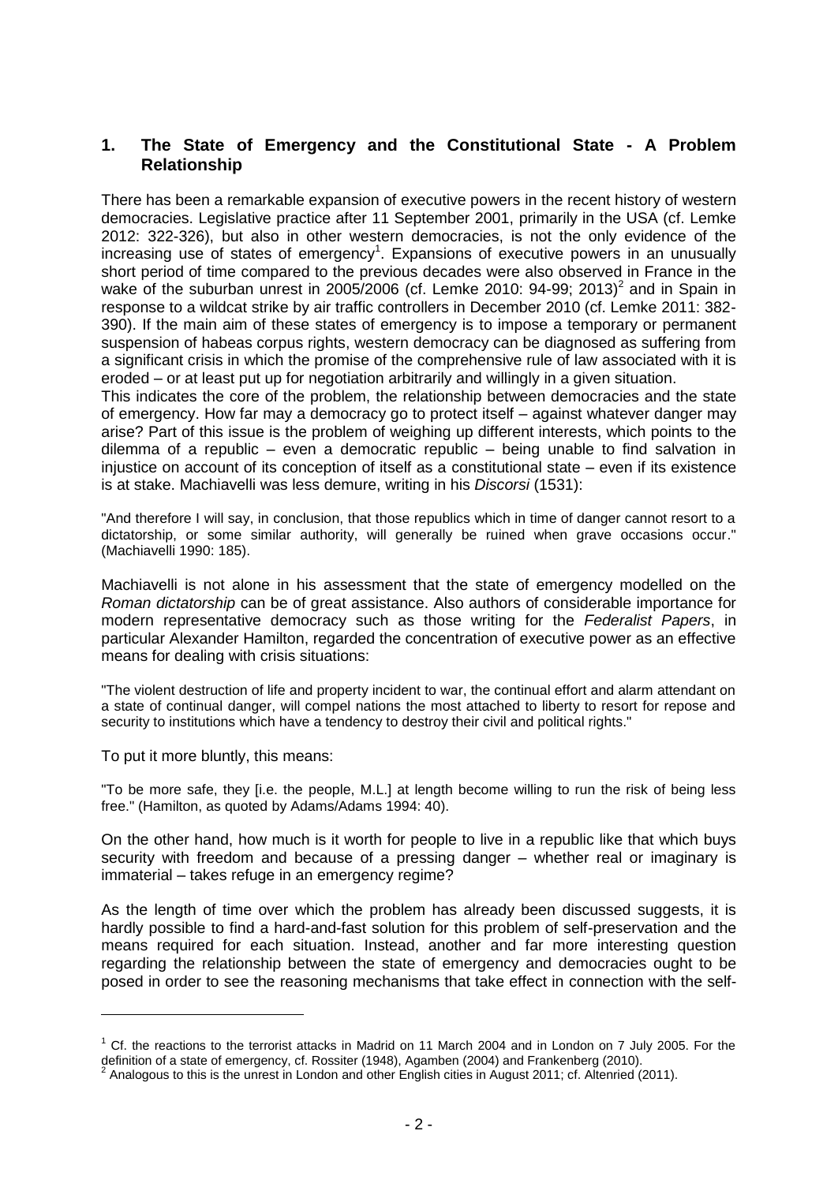## 1. The State of Emergency and the Constitutional State - A Problem Relationship

There has been a remarkable expansion of executive powers in the recent history of western democracies. Legislative practice after 11 September 2001, primarily in the USA (cf. Lemke 2012: 322-326), but also in other western democracies, is not the only evidence of the increasing use of states of emergency[1]. Expansions of executive powers in an unusually short period of time compared to the previous decades were also observed in France in the wake of the suburban unrest in 2005/2006 (cf. Lemke 2010: 94-99; 2013)[2] and in Spain in response to a wildcat strike by air traffic controllers in December 2010 (cf. Lemke 2011: 382-390). If the main aim of these states of emergency is to impose a temporary or permanent suspension of habeas corpus rights, western democracy can be diagnosed as suffering from a significant crisis in which the promise of the comprehensive rule of law associated with it is eroded – or at least put up for negotiation arbitrarily and willingly in a given situation.

This indicates the core of the problem, the relationship between democracies and the state of emergency. How far may a democracy go to protect itself – against whatever danger may arise? Part of this issue is the problem of weighing up different interests, which points to the dilemma of a republic – even a democratic republic – being unable to find salvation in injustice on account of its conception of itself as a constitutional state – even if its existence is at stake. Machiavelli was less demure, writing in his *Discorsi* (1531):

> "And therefore I will say, in conclusion, that those republics which in time of danger cannot resort to a dictatorship, or some similar authority, will generally be ruined when grave occasions occur." (Machiavelli 1990: 185).

Machiavelli is not alone in his assessment that the state of emergency modelled on the *Roman dictatorship* can be of great assistance. Also authors of considerable importance for modern representative democracy such as those writing for the *Federalist Papers*, in particular Alexander Hamilton, regarded the concentration of executive power as an effective means for dealing with crisis situations:

> "The violent destruction of life and property incident to war, the continual effort and alarm attendant on a state of continual danger, will compel nations the most attached to liberty to resort for repose and security to institutions which have a tendency to destroy their civil and political rights."

To put it more bluntly, this means:

> "To be more safe, they [i.e. the people, M.L.] at length become willing to run the risk of being less free." (Hamilton, as quoted by Adams/Adams 1994: 40).

On the other hand, how much is it worth for people to live in a republic like that which buys security with freedom and because of a pressing danger – whether real or imaginary is immaterial – takes refuge in an emergency regime?

As the length of time over which the problem has already been discussed suggests, it is hardly possible to find a hard-and-fast solution for this problem of self-preservation and the means required for each situation. Instead, another and far more interesting question regarding the relationship between the state of emergency and democracies ought to be posed in order to see the reasoning mechanisms that take effect in connection with the self-

---

[1] Cf. the reactions to the terrorist attacks in Madrid on 11 March 2004 and in London on 7 July 2005. For the definition of a state of emergency, cf. Rossiter (1948), Agamben (2004) and Frankenberg (2010).

[2] Analogous to this is the unrest in London and other English cities in August 2011; cf. Altenried (2011).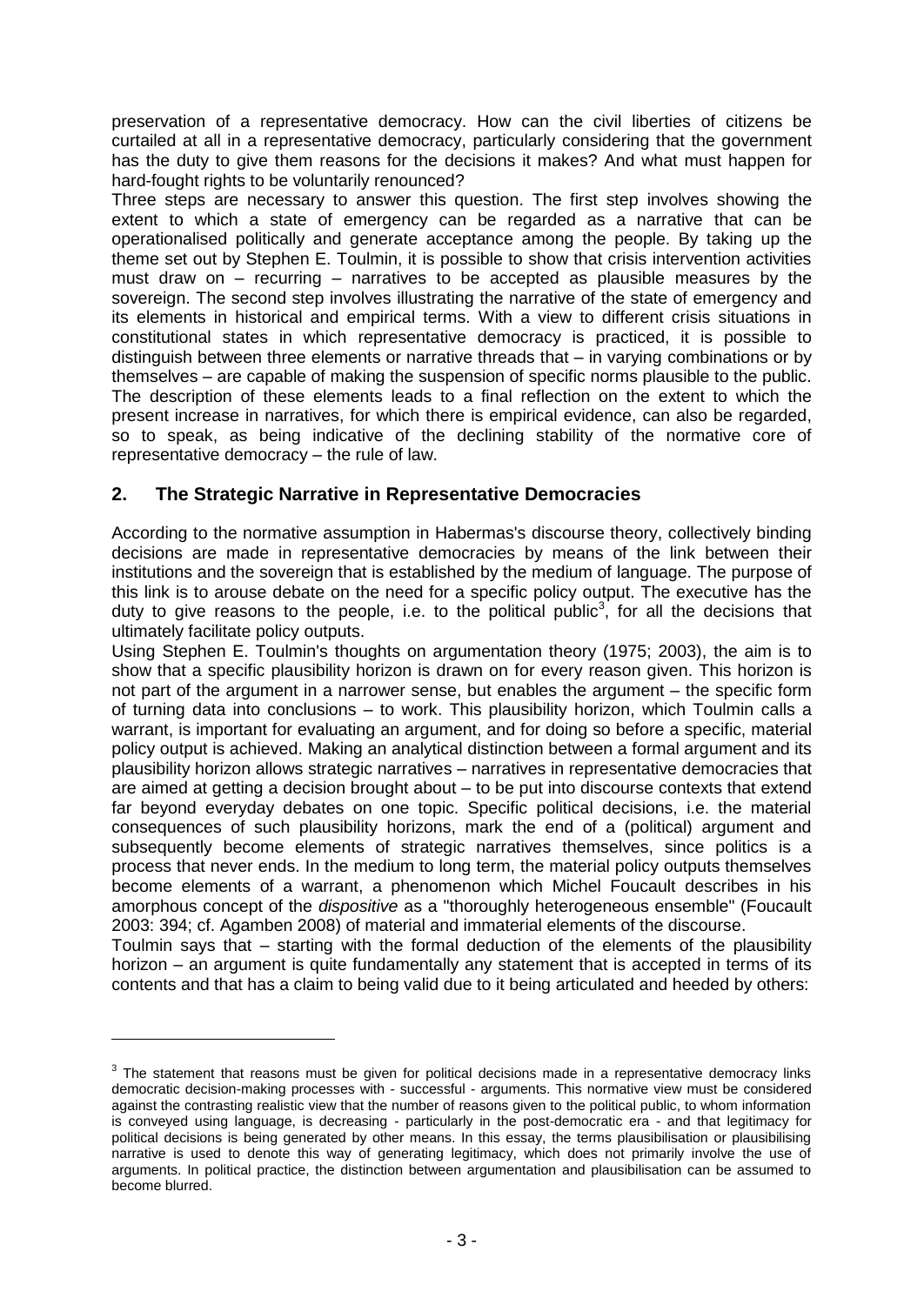preservation of a representative democracy. How can the civil liberties of citizens be curtailed at all in a representative democracy, particularly considering that the government has the duty to give them reasons for the decisions it makes? And what must happen for hard-fought rights to be voluntarily renounced?

Three steps are necessary to answer this question. The first step involves showing the extent to which a state of emergency can be regarded as a narrative that can be operationalised politically and generate acceptance among the people. By taking up the theme set out by Stephen E. Toulmin, it is possible to show that crisis intervention activities must draw on – recurring – narratives to be accepted as plausible measures by the sovereign. The second step involves illustrating the narrative of the state of emergency and its elements in historical and empirical terms. With a view to different crisis situations in constitutional states in which representative democracy is practiced, it is possible to distinguish between three elements or narrative threads that – in varying combinations or by themselves – are capable of making the suspension of specific norms plausible to the public. The description of these elements leads to a final reflection on the extent to which the present increase in narratives, for which there is empirical evidence, can also be regarded, so to speak, as being indicative of the declining stability of the normative core of representative democracy – the rule of law.

## 2. The Strategic Narrative in Representative Democracies

According to the normative assumption in Habermas's discourse theory, collectively binding decisions are made in representative democracies by means of the link between their institutions and the sovereign that is established by the medium of language. The purpose of this link is to arouse debate on the need for a specific policy output. The executive has the duty to give reasons to the people, i.e. to the political public[3], for all the decisions that ultimately facilitate policy outputs.

Using Stephen E. Toulmin's thoughts on argumentation theory (1975; 2003), the aim is to show that a specific plausibility horizon is drawn on for every reason given. This horizon is not part of the argument in a narrower sense, but enables the argument – the specific form of turning data into conclusions – to work. This plausibility horizon, which Toulmin calls a warrant, is important for evaluating an argument, and for doing so before a specific, material policy output is achieved. Making an analytical distinction between a formal argument and its plausibility horizon allows strategic narratives – narratives in representative democracies that are aimed at getting a decision brought about – to be put into discourse contexts that extend far beyond everyday debates on one topic. Specific political decisions, i.e. the material consequences of such plausibility horizons, mark the end of a (political) argument and subsequently become elements of strategic narratives themselves, since politics is a process that never ends. In the medium to long term, the material policy outputs themselves become elements of a warrant, a phenomenon which Michel Foucault describes in his amorphous concept of the *dispositive* as a "thoroughly heterogeneous ensemble" (Foucault 2003: 394; cf. Agamben 2008) of material and immaterial elements of the discourse.

Toulmin says that – starting with the formal deduction of the elements of the plausibility horizon – an argument is quite fundamentally any statement that is accepted in terms of its contents and that has a claim to being valid due to it being articulated and heeded by others:

---

[3] The statement that reasons must be given for political decisions made in a representative democracy links democratic decision-making processes with - successful - arguments. This normative view must be considered against the contrasting realistic view that the number of reasons given to the political public, to whom information is conveyed using language, is decreasing - particularly in the post-democratic era - and that legitimacy for political decisions is being generated by other means. In this essay, the terms plausibilisation or plausibilising narrative is used to denote this way of generating legitimacy, which does not primarily involve the use of arguments. In political practice, the distinction between argumentation and plausibilisation can be assumed to become blurred.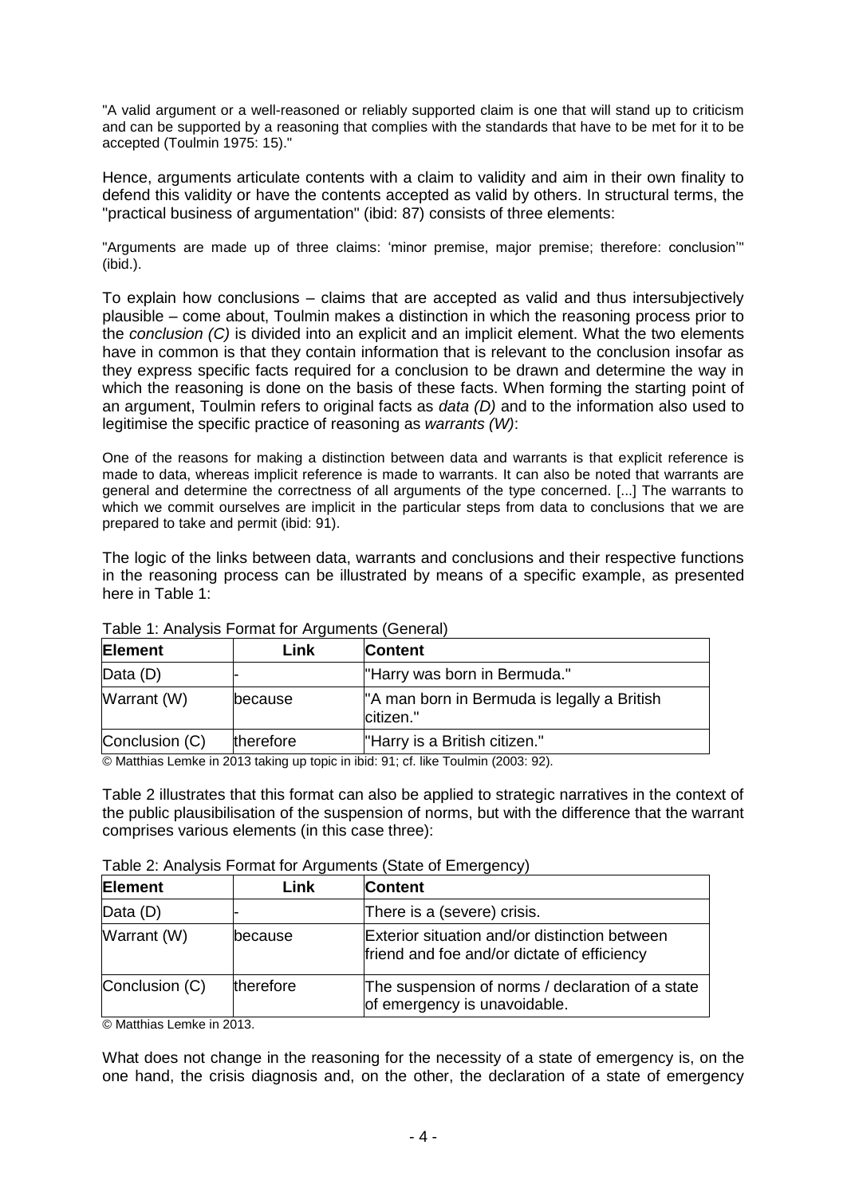"A valid argument or a well-reasoned or reliably supported claim is one that will stand up to criticism and can be supported by a reasoning that complies with the standards that have to be met for it to be accepted (Toulmin 1975: 15)."

Hence, arguments articulate contents with a claim to validity and aim in their own finality to defend this validity or have the contents accepted as valid by others. In structural terms, the "practical business of argumentation" (ibid: 87) consists of three elements:

"Arguments are made up of three claims: 'minor premise, major premise; therefore: conclusion'" (ibid.).

To explain how conclusions – claims that are accepted as valid and thus intersubjectively plausible – come about, Toulmin makes a distinction in which the reasoning process prior to the *conclusion (C)* is divided into an explicit and an implicit element. What the two elements have in common is that they contain information that is relevant to the conclusion insofar as they express specific facts required for a conclusion to be drawn and determine the way in which the reasoning is done on the basis of these facts. When forming the starting point of an argument, Toulmin refers to original facts as *data (D)* and to the information also used to legitimise the specific practice of reasoning as *warrants (W)*:

One of the reasons for making a distinction between data and warrants is that explicit reference is made to data, whereas implicit reference is made to warrants. It can also be noted that warrants are general and determine the correctness of all arguments of the type concerned. [...] The warrants to which we commit ourselves are implicit in the particular steps from data to conclusions that we are prepared to take and permit (ibid: 91).

The logic of the links between data, warrants and conclusions and their respective functions in the reasoning process can be illustrated by means of a specific example, as presented here in Table 1:

Table 1: Analysis Format for Arguments (General)

| **Element** | **Link** | **Content** |
|---|---|---|
| Data (D) | - | "Harry was born in Bermuda." |
| Warrant (W) | because | "A man born in Bermuda is legally a British citizen." |
| Conclusion (C) | therefore | "Harry is a British citizen." |

© Matthias Lemke in 2013 taking up topic in ibid: 91; cf. like Toulmin (2003: 92).

Table 2 illustrates that this format can also be applied to strategic narratives in the context of the public plausibilisation of the suspension of norms, but with the difference that the warrant comprises various elements (in this case three):

Table 2: Analysis Format for Arguments (State of Emergency)

| **Element** | **Link** | **Content** |
|---|---|---|
| Data (D) | - | There is a (severe) crisis. |
| Warrant (W) | because | Exterior situation and/or distinction between friend and foe and/or dictate of efficiency |
| Conclusion (C) | therefore | The suspension of norms / declaration of a state of emergency is unavoidable. |

© Matthias Lemke in 2013.

What does not change in the reasoning for the necessity of a state of emergency is, on the one hand, the crisis diagnosis and, on the other, the declaration of a state of emergency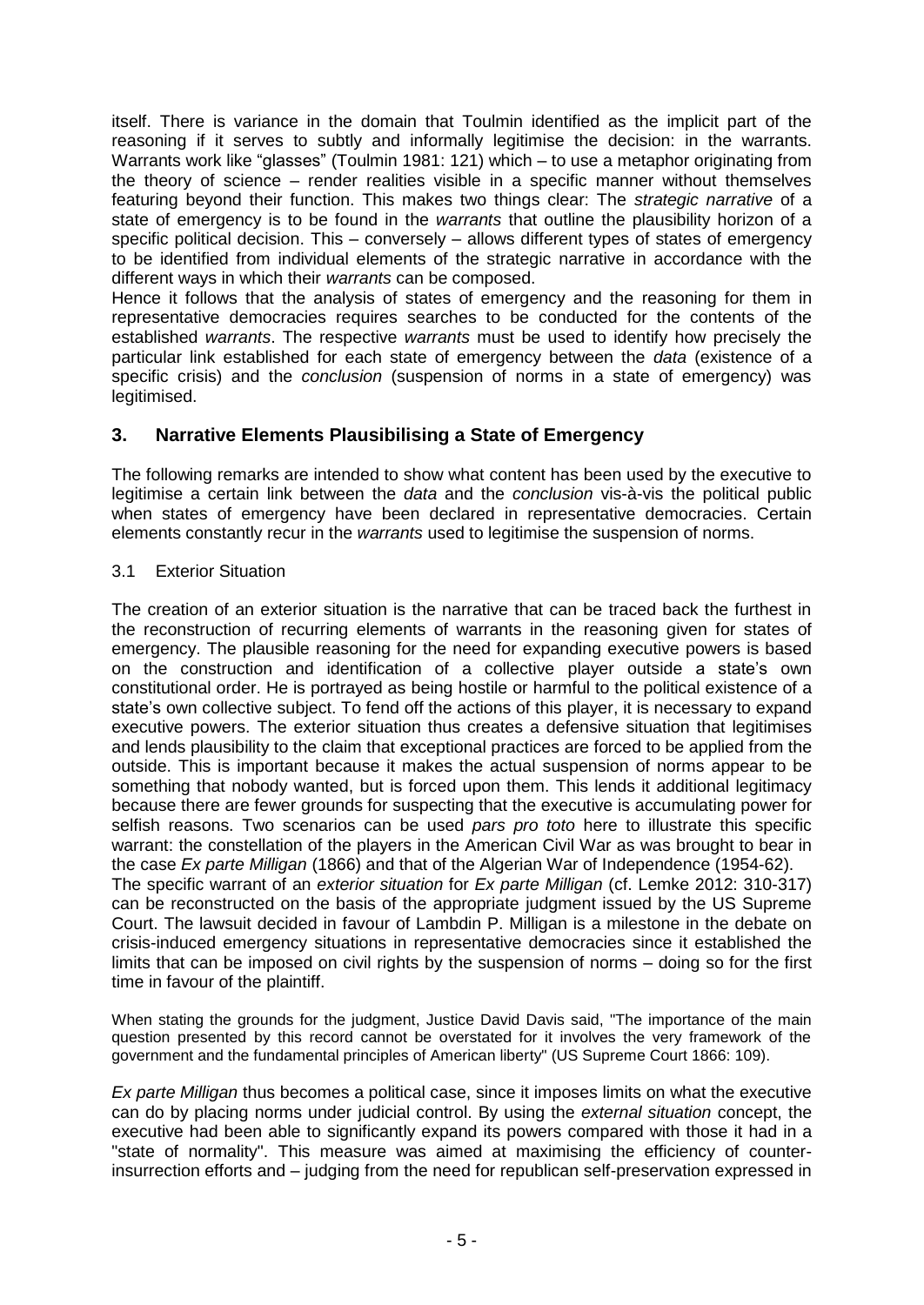itself. There is variance in the domain that Toulmin identified as the implicit part of the reasoning if it serves to subtly and informally legitimise the decision: in the warrants. Warrants work like "glasses" (Toulmin 1981: 121) which – to use a metaphor originating from the theory of science – render realities visible in a specific manner without themselves featuring beyond their function. This makes two things clear: The *strategic narrative* of a state of emergency is to be found in the *warrants* that outline the plausibility horizon of a specific political decision. This – conversely – allows different types of states of emergency to be identified from individual elements of the strategic narrative in accordance with the different ways in which their *warrants* can be composed.

Hence it follows that the analysis of states of emergency and the reasoning for them in representative democracies requires searches to be conducted for the contents of the established *warrants*. The respective *warrants* must be used to identify how precisely the particular link established for each state of emergency between the *data* (existence of a specific crisis) and the *conclusion* (suspension of norms in a state of emergency) was legitimised.

## 3. Narrative Elements Plausibilising a State of Emergency

The following remarks are intended to show what content has been used by the executive to legitimise a certain link between the *data* and the *conclusion* vis-à-vis the political public when states of emergency have been declared in representative democracies. Certain elements constantly recur in the *warrants* used to legitimise the suspension of norms.

### 3.1 Exterior Situation

The creation of an exterior situation is the narrative that can be traced back the furthest in the reconstruction of recurring elements of warrants in the reasoning given for states of emergency. The plausible reasoning for the need for expanding executive powers is based on the construction and identification of a collective player outside a state's own constitutional order. He is portrayed as being hostile or harmful to the political existence of a state's own collective subject. To fend off the actions of this player, it is necessary to expand executive powers. The exterior situation thus creates a defensive situation that legitimises and lends plausibility to the claim that exceptional practices are forced to be applied from the outside. This is important because it makes the actual suspension of norms appear to be something that nobody wanted, but is forced upon them. This lends it additional legitimacy because there are fewer grounds for suspecting that the executive is accumulating power for selfish reasons. Two scenarios can be used *pars pro toto* here to illustrate this specific warrant: the constellation of the players in the American Civil War as was brought to bear in the case *Ex parte Milligan* (1866) and that of the Algerian War of Independence (1954-62).

The specific warrant of an *exterior situation* for *Ex parte Milligan* (cf. Lemke 2012: 310-317) can be reconstructed on the basis of the appropriate judgment issued by the US Supreme Court. The lawsuit decided in favour of Lambdin P. Milligan is a milestone in the debate on crisis-induced emergency situations in representative democracies since it established the limits that can be imposed on civil rights by the suspension of norms – doing so for the first time in favour of the plaintiff.

When stating the grounds for the judgment, Justice David Davis said, "The importance of the main question presented by this record cannot be overstated for it involves the very framework of the government and the fundamental principles of American liberty" (US Supreme Court 1866: 109).

*Ex parte Milligan* thus becomes a political case, since it imposes limits on what the executive can do by placing norms under judicial control. By using the *external situation* concept, the executive had been able to significantly expand its powers compared with those it had in a "state of normality". This measure was aimed at maximising the efficiency of counter-insurrection efforts and – judging from the need for republican self-preservation expressed in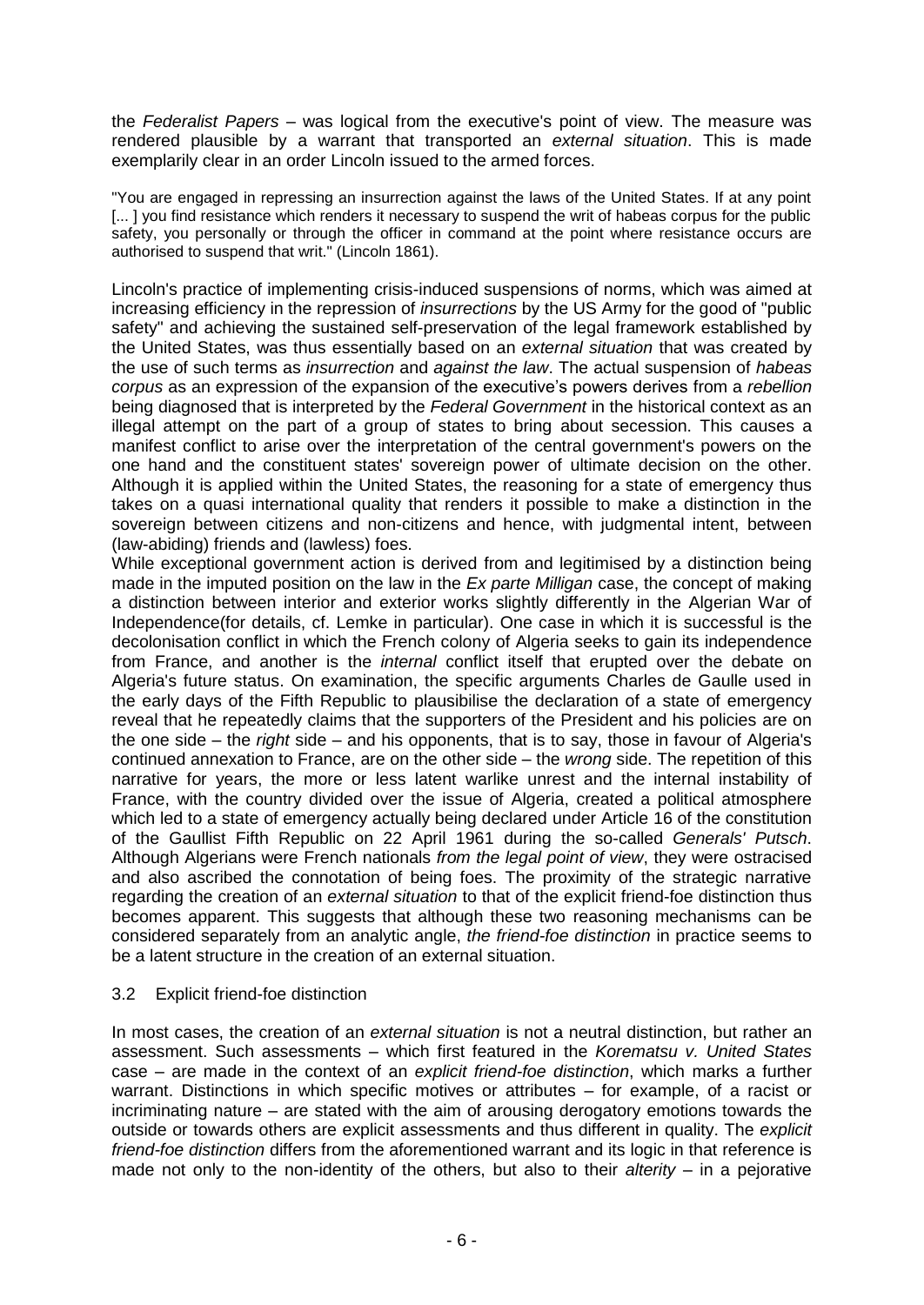the *Federalist Papers* – was logical from the executive's point of view. The measure was rendered plausible by a warrant that transported an *external situation*. This is made exemplarily clear in an order Lincoln issued to the armed forces.

"You are engaged in repressing an insurrection against the laws of the United States. If at any point [... ] you find resistance which renders it necessary to suspend the writ of habeas corpus for the public safety, you personally or through the officer in command at the point where resistance occurs are authorised to suspend that writ." (Lincoln 1861).

Lincoln's practice of implementing crisis-induced suspensions of norms, which was aimed at increasing efficiency in the repression of *insurrections* by the US Army for the good of "public safety" and achieving the sustained self-preservation of the legal framework established by the United States, was thus essentially based on an *external situation* that was created by the use of such terms as *insurrection* and *against the law*. The actual suspension of *habeas corpus* as an expression of the expansion of the executive's powers derives from a *rebellion* being diagnosed that is interpreted by the *Federal Government* in the historical context as an illegal attempt on the part of a group of states to bring about secession. This causes a manifest conflict to arise over the interpretation of the central government's powers on the one hand and the constituent states' sovereign power of ultimate decision on the other. Although it is applied within the United States, the reasoning for a state of emergency thus takes on a quasi international quality that renders it possible to make a distinction in the sovereign between citizens and non-citizens and hence, with judgmental intent, between (law-abiding) friends and (lawless) foes.

While exceptional government action is derived from and legitimised by a distinction being made in the imputed position on the law in the *Ex parte Milligan* case, the concept of making a distinction between interior and exterior works slightly differently in the Algerian War of Independence(for details, cf. Lemke in particular). One case in which it is successful is the decolonisation conflict in which the French colony of Algeria seeks to gain its independence from France, and another is the *internal* conflict itself that erupted over the debate on Algeria's future status. On examination, the specific arguments Charles de Gaulle used in the early days of the Fifth Republic to plausibilise the declaration of a state of emergency reveal that he repeatedly claims that the supporters of the President and his policies are on the one side – the *right* side – and his opponents, that is to say, those in favour of Algeria's continued annexation to France, are on the other side – the *wrong* side. The repetition of this narrative for years, the more or less latent warlike unrest and the internal instability of France, with the country divided over the issue of Algeria, created a political atmosphere which led to a state of emergency actually being declared under Article 16 of the constitution of the Gaullist Fifth Republic on 22 April 1961 during the so-called *Generals' Putsch*. Although Algerians were French nationals *from the legal point of view*, they were ostracised and also ascribed the connotation of being foes. The proximity of the strategic narrative regarding the creation of an *external situation* to that of the explicit friend-foe distinction thus becomes apparent. This suggests that although these two reasoning mechanisms can be considered separately from an analytic angle, *the friend-foe distinction* in practice seems to be a latent structure in the creation of an external situation.

### 3.2 Explicit friend-foe distinction

In most cases, the creation of an *external situation* is not a neutral distinction, but rather an assessment. Such assessments – which first featured in the *Korematsu v. United States* case – are made in the context of an *explicit friend-foe distinction*, which marks a further warrant. Distinctions in which specific motives or attributes – for example, of a racist or incriminating nature – are stated with the aim of arousing derogatory emotions towards the outside or towards others are explicit assessments and thus different in quality. The *explicit friend-foe distinction* differs from the aforementioned warrant and its logic in that reference is made not only to the non-identity of the others, but also to their *alterity* – in a pejorative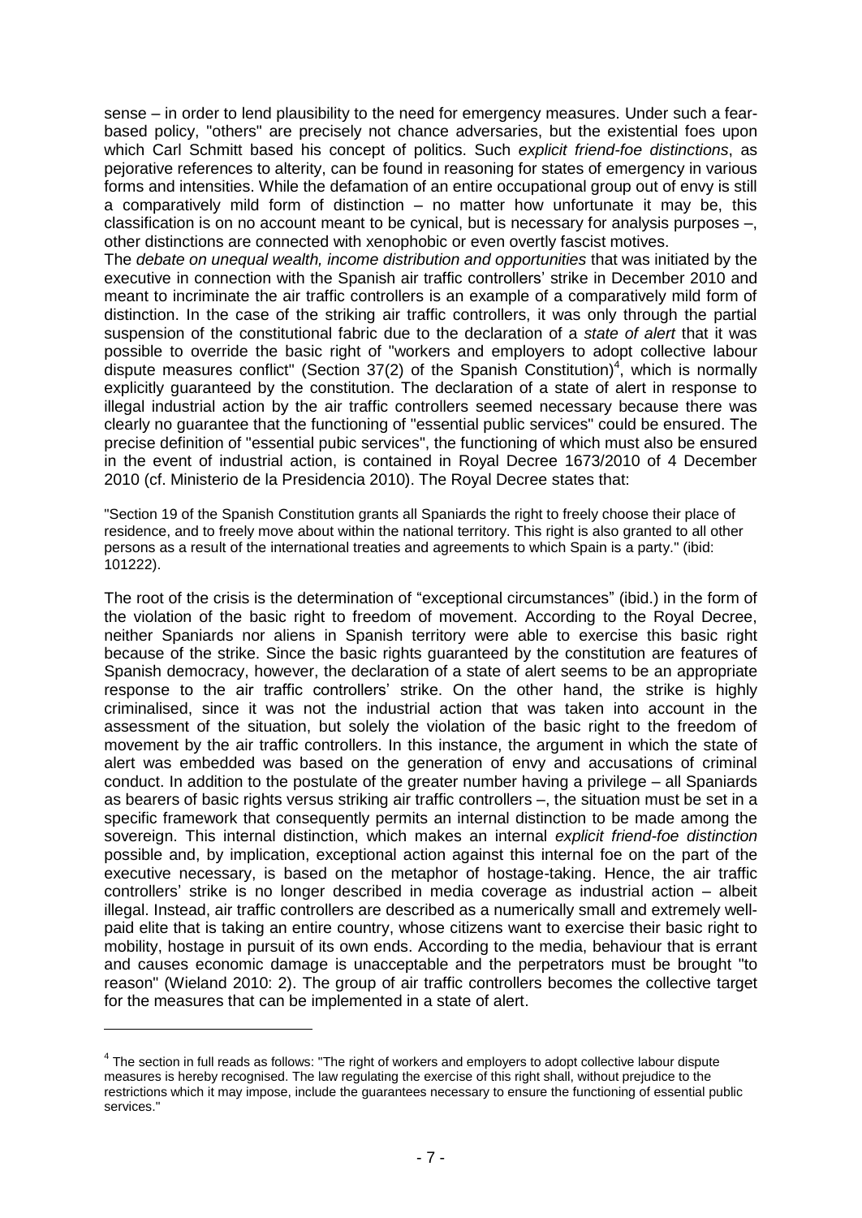sense – in order to lend plausibility to the need for emergency measures. Under such a fear-based policy, "others" are precisely not chance adversaries, but the existential foes upon which Carl Schmitt based his concept of politics. Such *explicit friend-foe distinctions*, as pejorative references to alterity, can be found in reasoning for states of emergency in various forms and intensities. While the defamation of an entire occupational group out of envy is still a comparatively mild form of distinction – no matter how unfortunate it may be, this classification is on no account meant to be cynical, but is necessary for analysis purposes –, other distinctions are connected with xenophobic or even overtly fascist motives.

The *debate on unequal wealth, income distribution and opportunities* that was initiated by the executive in connection with the Spanish air traffic controllers' strike in December 2010 and meant to incriminate the air traffic controllers is an example of a comparatively mild form of distinction. In the case of the striking air traffic controllers, it was only through the partial suspension of the constitutional fabric due to the declaration of a *state of alert* that it was possible to override the basic right of "workers and employers to adopt collective labour dispute measures conflict" (Section 37(2) of the Spanish Constitution)[4], which is normally explicitly guaranteed by the constitution. The declaration of a state of alert in response to illegal industrial action by the air traffic controllers seemed necessary because there was clearly no guarantee that the functioning of "essential public services" could be ensured. The precise definition of "essential pubic services", the functioning of which must also be ensured in the event of industrial action, is contained in Royal Decree 1673/2010 of 4 December 2010 (cf. Ministerio de la Presidencia 2010). The Royal Decree states that:

> "Section 19 of the Spanish Constitution grants all Spaniards the right to freely choose their place of residence, and to freely move about within the national territory. This right is also granted to all other persons as a result of the international treaties and agreements to which Spain is a party." (ibid: 101222).

The root of the crisis is the determination of "exceptional circumstances" (ibid.) in the form of the violation of the basic right to freedom of movement. According to the Royal Decree, neither Spaniards nor aliens in Spanish territory were able to exercise this basic right because of the strike. Since the basic rights guaranteed by the constitution are features of Spanish democracy, however, the declaration of a state of alert seems to be an appropriate response to the air traffic controllers' strike. On the other hand, the strike is highly criminalised, since it was not the industrial action that was taken into account in the assessment of the situation, but solely the violation of the basic right to the freedom of movement by the air traffic controllers. In this instance, the argument in which the state of alert was embedded was based on the generation of envy and accusations of criminal conduct. In addition to the postulate of the greater number having a privilege – all Spaniards as bearers of basic rights versus striking air traffic controllers –, the situation must be set in a specific framework that consequently permits an internal distinction to be made among the sovereign. This internal distinction, which makes an internal *explicit friend-foe distinction* possible and, by implication, exceptional action against this internal foe on the part of the executive necessary, is based on the metaphor of hostage-taking. Hence, the air traffic controllers' strike is no longer described in media coverage as industrial action – albeit illegal. Instead, air traffic controllers are described as a numerically small and extremely well-paid elite that is taking an entire country, whose citizens want to exercise their basic right to mobility, hostage in pursuit of its own ends. According to the media, behaviour that is errant and causes economic damage is unacceptable and the perpetrators must be brought "to reason" (Wieland 2010: 2). The group of air traffic controllers becomes the collective target for the measures that can be implemented in a state of alert.

---

[4] The section in full reads as follows: "The right of workers and employers to adopt collective labour dispute measures is hereby recognised. The law regulating the exercise of this right shall, without prejudice to the restrictions which it may impose, include the guarantees necessary to ensure the functioning of essential public services."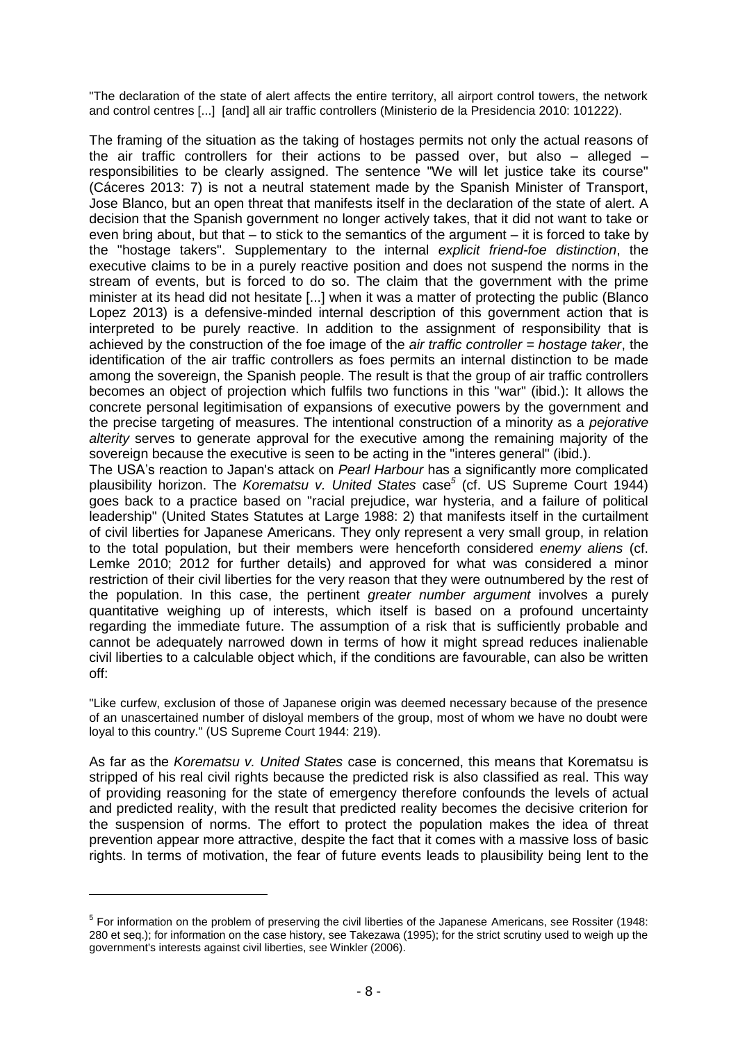"The declaration of the state of alert affects the entire territory, all airport control towers, the network and control centres [...] [and] all air traffic controllers (Ministerio de la Presidencia 2010: 101222).

The framing of the situation as the taking of hostages permits not only the actual reasons of the air traffic controllers for their actions to be passed over, but also – alleged – responsibilities to be clearly assigned. The sentence "We will let justice take its course" (Cáceres 2013: 7) is not a neutral statement made by the Spanish Minister of Transport, Jose Blanco, but an open threat that manifests itself in the declaration of the state of alert. A decision that the Spanish government no longer actively takes, that it did not want to take or even bring about, but that – to stick to the semantics of the argument – it is forced to take by the "hostage takers". Supplementary to the internal *explicit friend-foe distinction*, the executive claims to be in a purely reactive position and does not suspend the norms in the stream of events, but is forced to do so. The claim that the government with the prime minister at its head did not hesitate [...] when it was a matter of protecting the public (Blanco Lopez 2013) is a defensive-minded internal description of this government action that is interpreted to be purely reactive. In addition to the assignment of responsibility that is achieved by the construction of the foe image of the *air traffic controller = hostage taker*, the identification of the air traffic controllers as foes permits an internal distinction to be made among the sovereign, the Spanish people. The result is that the group of air traffic controllers becomes an object of projection which fulfils two functions in this "war" (ibid.): It allows the concrete personal legitimisation of expansions of executive powers by the government and the precise targeting of measures. The intentional construction of a minority as a *pejorative alterity* serves to generate approval for the executive among the remaining majority of the sovereign because the executive is seen to be acting in the "interes general" (ibid.).

The USA's reaction to Japan's attack on *Pearl Harbour* has a significantly more complicated plausibility horizon. The *Korematsu v. United States* case[5] (cf. US Supreme Court 1944) goes back to a practice based on "racial prejudice, war hysteria, and a failure of political leadership" (United States Statutes at Large 1988: 2) that manifests itself in the curtailment of civil liberties for Japanese Americans. They only represent a very small group, in relation to the total population, but their members were henceforth considered *enemy aliens* (cf. Lemke 2010; 2012 for further details) and approved for what was considered a minor restriction of their civil liberties for the very reason that they were outnumbered by the rest of the population. In this case, the pertinent *greater number argument* involves a purely quantitative weighing up of interests, which itself is based on a profound uncertainty regarding the immediate future. The assumption of a risk that is sufficiently probable and cannot be adequately narrowed down in terms of how it might spread reduces inalienable civil liberties to a calculable object which, if the conditions are favourable, can also be written off:

"Like curfew, exclusion of those of Japanese origin was deemed necessary because of the presence of an unascertained number of disloyal members of the group, most of whom we have no doubt were loyal to this country." (US Supreme Court 1944: 219).

As far as the *Korematsu v. United States* case is concerned, this means that Korematsu is stripped of his real civil rights because the predicted risk is also classified as real. This way of providing reasoning for the state of emergency therefore confounds the levels of actual and predicted reality, with the result that predicted reality becomes the decisive criterion for the suspension of norms. The effort to protect the population makes the idea of threat prevention appear more attractive, despite the fact that it comes with a massive loss of basic rights. In terms of motivation, the fear of future events leads to plausibility being lent to the

---

[5] For information on the problem of preserving the civil liberties of the Japanese Americans, see Rossiter (1948: 280 et seq.); for information on the case history, see Takezawa (1995); for the strict scrutiny used to weigh up the government's interests against civil liberties, see Winkler (2006).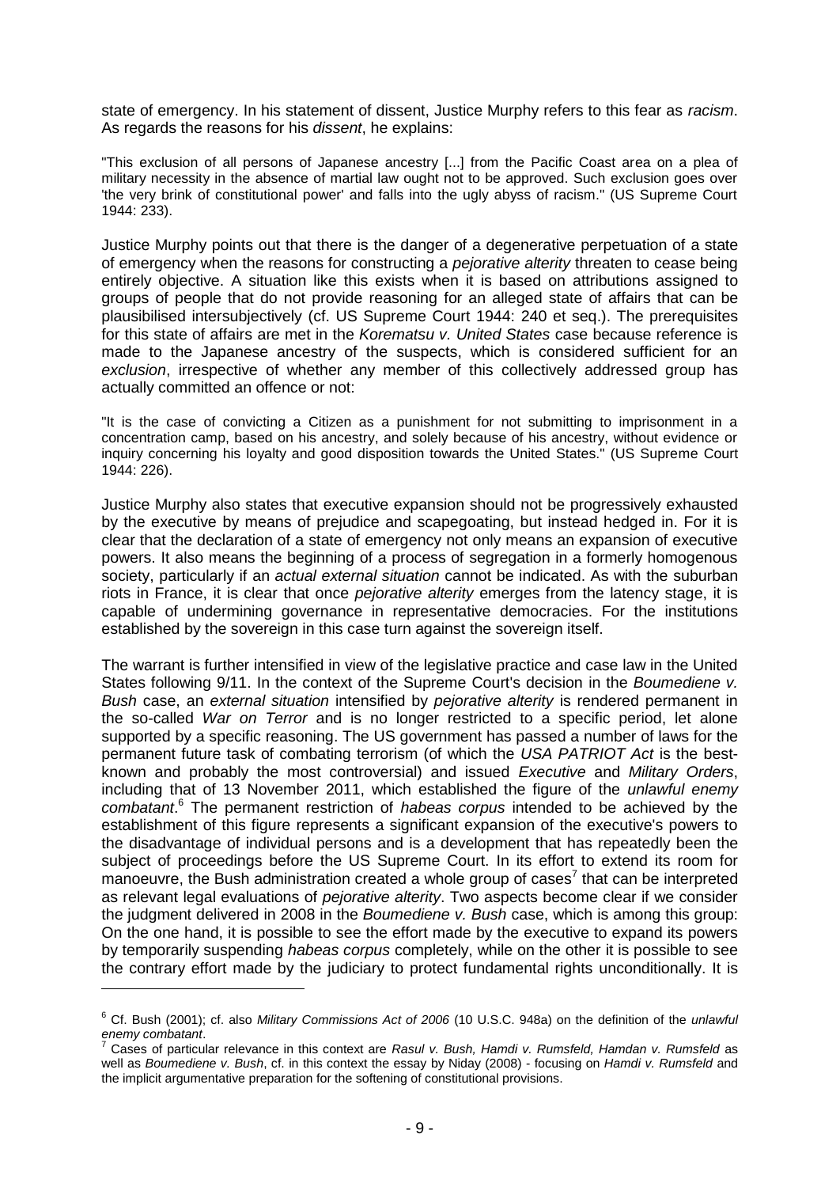state of emergency. In his statement of dissent, Justice Murphy refers to this fear as *racism*. As regards the reasons for his *dissent*, he explains:

"This exclusion of all persons of Japanese ancestry [...] from the Pacific Coast area on a plea of military necessity in the absence of martial law ought not to be approved. Such exclusion goes over 'the very brink of constitutional power' and falls into the ugly abyss of racism." (US Supreme Court 1944: 233).

Justice Murphy points out that there is the danger of a degenerative perpetuation of a state of emergency when the reasons for constructing a *pejorative alterity* threaten to cease being entirely objective. A situation like this exists when it is based on attributions assigned to groups of people that do not provide reasoning for an alleged state of affairs that can be plausibilised intersubjectively (cf. US Supreme Court 1944: 240 et seq.). The prerequisites for this state of affairs are met in the *Korematsu v. United States* case because reference is made to the Japanese ancestry of the suspects, which is considered sufficient for an *exclusion*, irrespective of whether any member of this collectively addressed group has actually committed an offence or not:

"It is the case of convicting a Citizen as a punishment for not submitting to imprisonment in a concentration camp, based on his ancestry, and solely because of his ancestry, without evidence or inquiry concerning his loyalty and good disposition towards the United States." (US Supreme Court 1944: 226).

Justice Murphy also states that executive expansion should not be progressively exhausted by the executive by means of prejudice and scapegoating, but instead hedged in. For it is clear that the declaration of a state of emergency not only means an expansion of executive powers. It also means the beginning of a process of segregation in a formerly homogenous society, particularly if an *actual external situation* cannot be indicated. As with the suburban riots in France, it is clear that once *pejorative alterity* emerges from the latency stage, it is capable of undermining governance in representative democracies. For the institutions established by the sovereign in this case turn against the sovereign itself.

The warrant is further intensified in view of the legislative practice and case law in the United States following 9/11. In the context of the Supreme Court's decision in the *Boumediene v. Bush* case, an *external situation* intensified by *pejorative alterity* is rendered permanent in the so-called *War on Terror* and is no longer restricted to a specific period, let alone supported by a specific reasoning. The US government has passed a number of laws for the permanent future task of combating terrorism (of which the *USA PATRIOT Act* is the best-known and probably the most controversial) and issued *Executive* and *Military Orders*, including that of 13 November 2011, which established the figure of the *unlawful enemy combatant*.[6] The permanent restriction of *habeas corpus* intended to be achieved by the establishment of this figure represents a significant expansion of the executive's powers to the disadvantage of individual persons and is a development that has repeatedly been the subject of proceedings before the US Supreme Court. In its effort to extend its room for manoeuvre, the Bush administration created a whole group of cases[7] that can be interpreted as relevant legal evaluations of *pejorative alterity*. Two aspects become clear if we consider the judgment delivered in 2008 in the *Boumediene v. Bush* case, which is among this group: On the one hand, it is possible to see the effort made by the executive to expand its powers by temporarily suspending *habeas corpus* completely, while on the other it is possible to see the contrary effort made by the judiciary to protect fundamental rights unconditionally. It is

---

[6] Cf. Bush (2001); cf. also *Military Commissions Act of 2006* (10 U.S.C. 948a) on the definition of the *unlawful enemy combatant*.

[7] Cases of particular relevance in this context are *Rasul v. Bush, Hamdi v. Rumsfeld, Hamdan v. Rumsfeld* as well as *Boumediene v. Bush*, cf. in this context the essay by Niday (2008) - focusing on *Hamdi v. Rumsfeld* and the implicit argumentative preparation for the softening of constitutional provisions.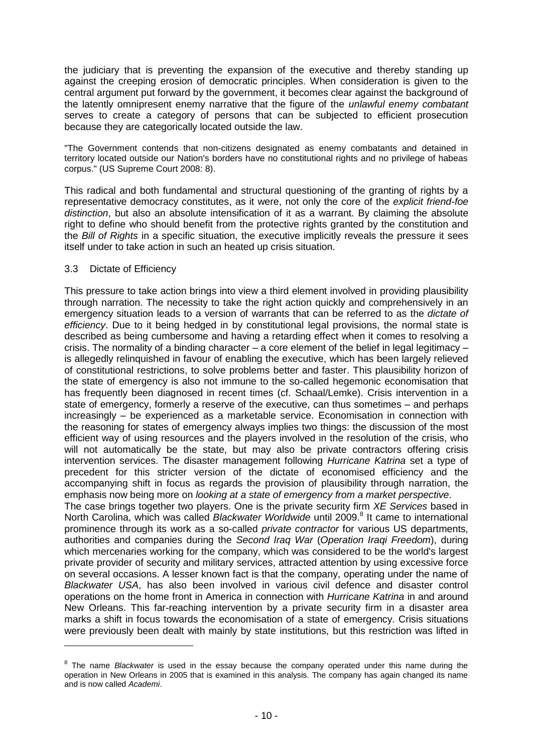the judiciary that is preventing the expansion of the executive and thereby standing up against the creeping erosion of democratic principles. When consideration is given to the central argument put forward by the government, it becomes clear against the background of the latently omnipresent enemy narrative that the figure of the *unlawful enemy combatant* serves to create a category of persons that can be subjected to efficient prosecution because they are categorically located outside the law.

"The Government contends that non-citizens designated as enemy combatants and detained in territory located outside our Nation's borders have no constitutional rights and no privilege of habeas corpus." (US Supreme Court 2008: 8).

This radical and both fundamental and structural questioning of the granting of rights by a representative democracy constitutes, as it were, not only the core of the *explicit friend-foe distinction*, but also an absolute intensification of it as a warrant. By claiming the absolute right to define who should benefit from the protective rights granted by the constitution and the *Bill of Rights* in a specific situation, the executive implicitly reveals the pressure it sees itself under to take action in such an heated up crisis situation.

### 3.3 Dictate of Efficiency

This pressure to take action brings into view a third element involved in providing plausibility through narration. The necessity to take the right action quickly and comprehensively in an emergency situation leads to a version of warrants that can be referred to as the *dictate of efficiency*. Due to it being hedged in by constitutional legal provisions, the normal state is described as being cumbersome and having a retarding effect when it comes to resolving a crisis. The normality of a binding character – a core element of the belief in legal legitimacy – is allegedly relinquished in favour of enabling the executive, which has been largely relieved of constitutional restrictions, to solve problems better and faster. This plausibility horizon of the state of emergency is also not immune to the so-called hegemonic economisation that has frequently been diagnosed in recent times (cf. Schaal/Lemke). Crisis intervention in a state of emergency, formerly a reserve of the executive, can thus sometimes – and perhaps increasingly – be experienced as a marketable service. Economisation in connection with the reasoning for states of emergency always implies two things: the discussion of the most efficient way of using resources and the players involved in the resolution of the crisis, who will not automatically be the state, but may also be private contractors offering crisis intervention services. The disaster management following *Hurricane Katrina* set a type of precedent for this stricter version of the dictate of economised efficiency and the accompanying shift in focus as regards the provision of plausibility through narration, the emphasis now being more on *looking at a state of emergency from a market perspective*.

The case brings together two players. One is the private security firm *XE Services* based in North Carolina, which was called *Blackwater Worldwide* until 2009.[8] It came to international prominence through its work as a so-called *private contractor* for various US departments, authorities and companies during the *Second Iraq War* (*Operation Iraqi Freedom*), during which mercenaries working for the company, which was considered to be the world's largest private provider of security and military services, attracted attention by using excessive force on several occasions. A lesser known fact is that the company, operating under the name of *Blackwater USA*, has also been involved in various civil defence and disaster control operations on the home front in America in connection with *Hurricane Katrina* in and around New Orleans. This far-reaching intervention by a private security firm in a disaster area marks a shift in focus towards the economisation of a state of emergency. Crisis situations were previously been dealt with mainly by state institutions, but this restriction was lifted in

[8] The name *Blackwater* is used in the essay because the company operated under this name during the operation in New Orleans in 2005 that is examined in this analysis. The company has again changed its name and is now called *Academi*.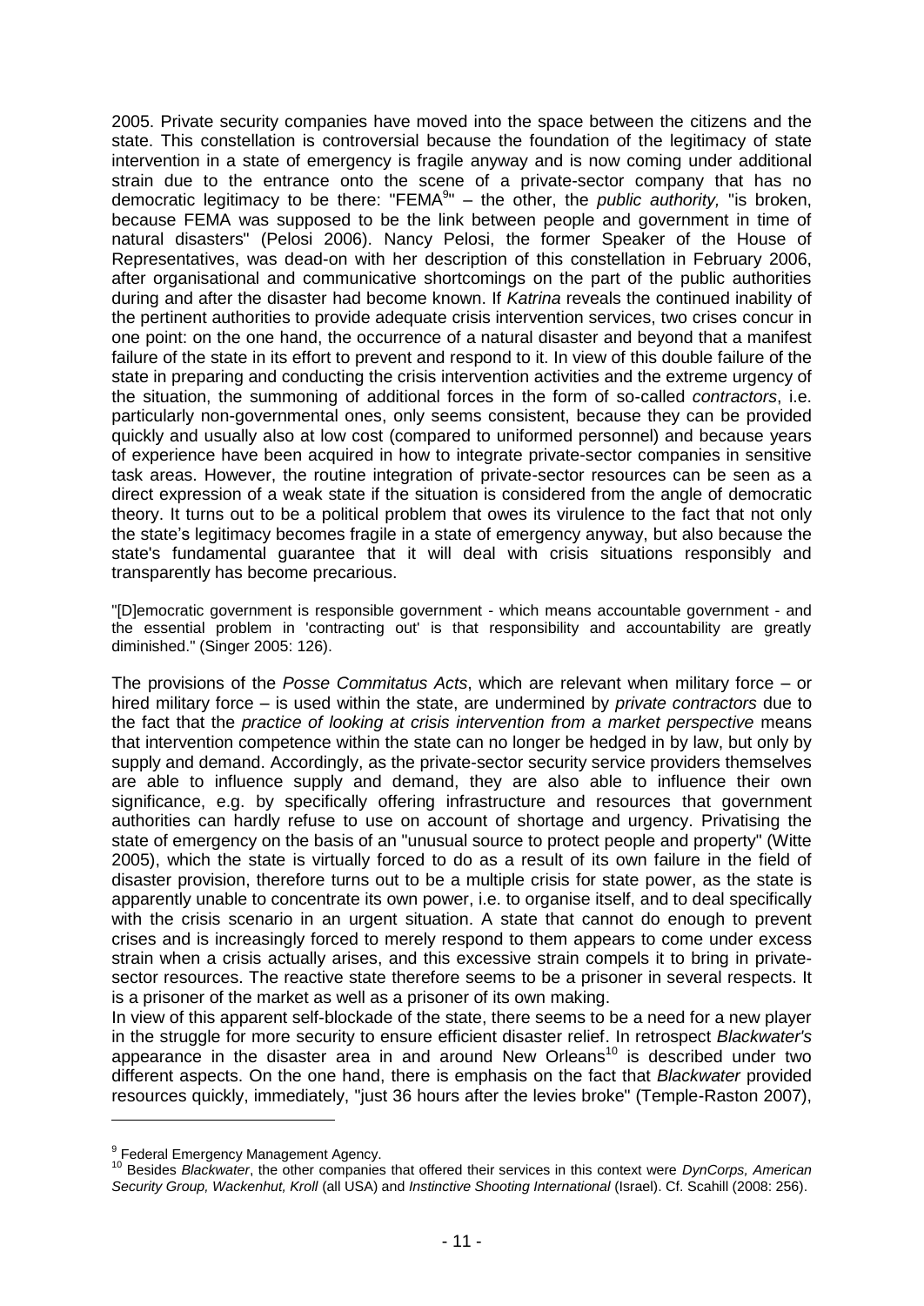2005. Private security companies have moved into the space between the citizens and the state. This constellation is controversial because the foundation of the legitimacy of state intervention in a state of emergency is fragile anyway and is now coming under additional strain due to the entrance onto the scene of a private-sector company that has no democratic legitimacy to be there: "FEMA[9]" – the other, the *public authority,* "is broken, because FEMA was supposed to be the link between people and government in time of natural disasters" (Pelosi 2006). Nancy Pelosi, the former Speaker of the House of Representatives, was dead-on with her description of this constellation in February 2006, after organisational and communicative shortcomings on the part of the public authorities during and after the disaster had become known. If *Katrina* reveals the continued inability of the pertinent authorities to provide adequate crisis intervention services, two crises concur in one point: on the one hand, the occurrence of a natural disaster and beyond that a manifest failure of the state in its effort to prevent and respond to it. In view of this double failure of the state in preparing and conducting the crisis intervention activities and the extreme urgency of the situation, the summoning of additional forces in the form of so-called *contractors*, i.e. particularly non-governmental ones, only seems consistent, because they can be provided quickly and usually also at low cost (compared to uniformed personnel) and because years of experience have been acquired in how to integrate private-sector companies in sensitive task areas. However, the routine integration of private-sector resources can be seen as a direct expression of a weak state if the situation is considered from the angle of democratic theory. It turns out to be a political problem that owes its virulence to the fact that not only the state's legitimacy becomes fragile in a state of emergency anyway, but also because the state's fundamental guarantee that it will deal with crisis situations responsibly and transparently has become precarious.

> "[D]emocratic government is responsible government - which means accountable government - and the essential problem in 'contracting out' is that responsibility and accountability are greatly diminished." (Singer 2005: 126).

The provisions of the *Posse Commitatus Acts*, which are relevant when military force – or hired military force – is used within the state, are undermined by *private contractors* due to the fact that the *practice of looking at crisis intervention from a market perspective* means that intervention competence within the state can no longer be hedged in by law, but only by supply and demand. Accordingly, as the private-sector security service providers themselves are able to influence supply and demand, they are also able to influence their own significance, e.g. by specifically offering infrastructure and resources that government authorities can hardly refuse to use on account of shortage and urgency. Privatising the state of emergency on the basis of an "unusual source to protect people and property" (Witte 2005), which the state is virtually forced to do as a result of its own failure in the field of disaster provision, therefore turns out to be a multiple crisis for state power, as the state is apparently unable to concentrate its own power, i.e. to organise itself, and to deal specifically with the crisis scenario in an urgent situation. A state that cannot do enough to prevent crises and is increasingly forced to merely respond to them appears to come under excess strain when a crisis actually arises, and this excessive strain compels it to bring in private-sector resources. The reactive state therefore seems to be a prisoner in several respects. It is a prisoner of the market as well as a prisoner of its own making.

In view of this apparent self-blockade of the state, there seems to be a need for a new player in the struggle for more security to ensure efficient disaster relief. In retrospect *Blackwater's* appearance in the disaster area in and around New Orleans[10] is described under two different aspects. On the one hand, there is emphasis on the fact that *Blackwater* provided resources quickly, immediately, "just 36 hours after the levies broke" (Temple-Raston 2007),

---

[9] Federal Emergency Management Agency.

[10] Besides *Blackwater*, the other companies that offered their services in this context were *DynCorps, American Security Group, Wackenhut, Kroll* (all USA) and *Instinctive Shooting International* (Israel). Cf. Scahill (2008: 256).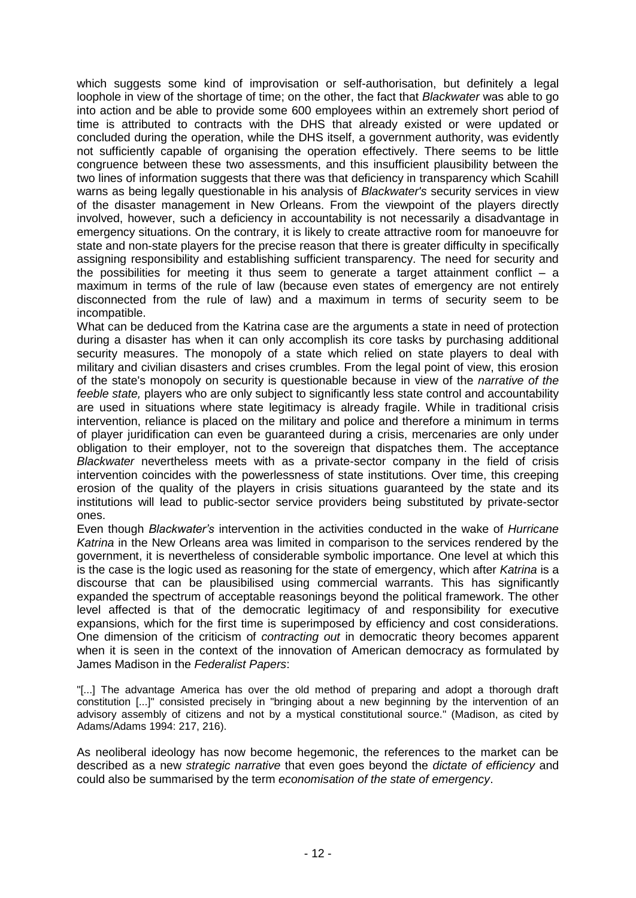which suggests some kind of improvisation or self-authorisation, but definitely a legal loophole in view of the shortage of time; on the other, the fact that *Blackwater* was able to go into action and be able to provide some 600 employees within an extremely short period of time is attributed to contracts with the DHS that already existed or were updated or concluded during the operation, while the DHS itself, a government authority, was evidently not sufficiently capable of organising the operation effectively. There seems to be little congruence between these two assessments, and this insufficient plausibility between the two lines of information suggests that there was that deficiency in transparency which Scahill warns as being legally questionable in his analysis of *Blackwater's* security services in view of the disaster management in New Orleans. From the viewpoint of the players directly involved, however, such a deficiency in accountability is not necessarily a disadvantage in emergency situations. On the contrary, it is likely to create attractive room for manoeuvre for state and non-state players for the precise reason that there is greater difficulty in specifically assigning responsibility and establishing sufficient transparency. The need for security and the possibilities for meeting it thus seem to generate a target attainment conflict – a maximum in terms of the rule of law (because even states of emergency are not entirely disconnected from the rule of law) and a maximum in terms of security seem to be incompatible.

What can be deduced from the Katrina case are the arguments a state in need of protection during a disaster has when it can only accomplish its core tasks by purchasing additional security measures. The monopoly of a state which relied on state players to deal with military and civilian disasters and crises crumbles. From the legal point of view, this erosion of the state's monopoly on security is questionable because in view of the *narrative of the feeble state,* players who are only subject to significantly less state control and accountability are used in situations where state legitimacy is already fragile. While in traditional crisis intervention, reliance is placed on the military and police and therefore a minimum in terms of player juridification can even be guaranteed during a crisis, mercenaries are only under obligation to their employer, not to the sovereign that dispatches them. The acceptance *Blackwater* nevertheless meets with as a private-sector company in the field of crisis intervention coincides with the powerlessness of state institutions. Over time, this creeping erosion of the quality of the players in crisis situations guaranteed by the state and its institutions will lead to public-sector service providers being substituted by private-sector ones.

Even though *Blackwater's* intervention in the activities conducted in the wake of *Hurricane Katrina* in the New Orleans area was limited in comparison to the services rendered by the government, it is nevertheless of considerable symbolic importance. One level at which this is the case is the logic used as reasoning for the state of emergency, which after *Katrina* is a discourse that can be plausibilised using commercial warrants. This has significantly expanded the spectrum of acceptable reasonings beyond the political framework. The other level affected is that of the democratic legitimacy of and responsibility for executive expansions, which for the first time is superimposed by efficiency and cost considerations. One dimension of the criticism of *contracting out* in democratic theory becomes apparent when it is seen in the context of the innovation of American democracy as formulated by James Madison in the *Federalist Papers*:

> "[...] The advantage America has over the old method of preparing and adopt a thorough draft constitution [...]" consisted precisely in "bringing about a new beginning by the intervention of an advisory assembly of citizens and not by a mystical constitutional source." (Madison, as cited by Adams/Adams 1994: 217, 216).

As neoliberal ideology has now become hegemonic, the references to the market can be described as a new *strategic narrative* that even goes beyond the *dictate of efficiency* and could also be summarised by the term *economisation of the state of emergency*.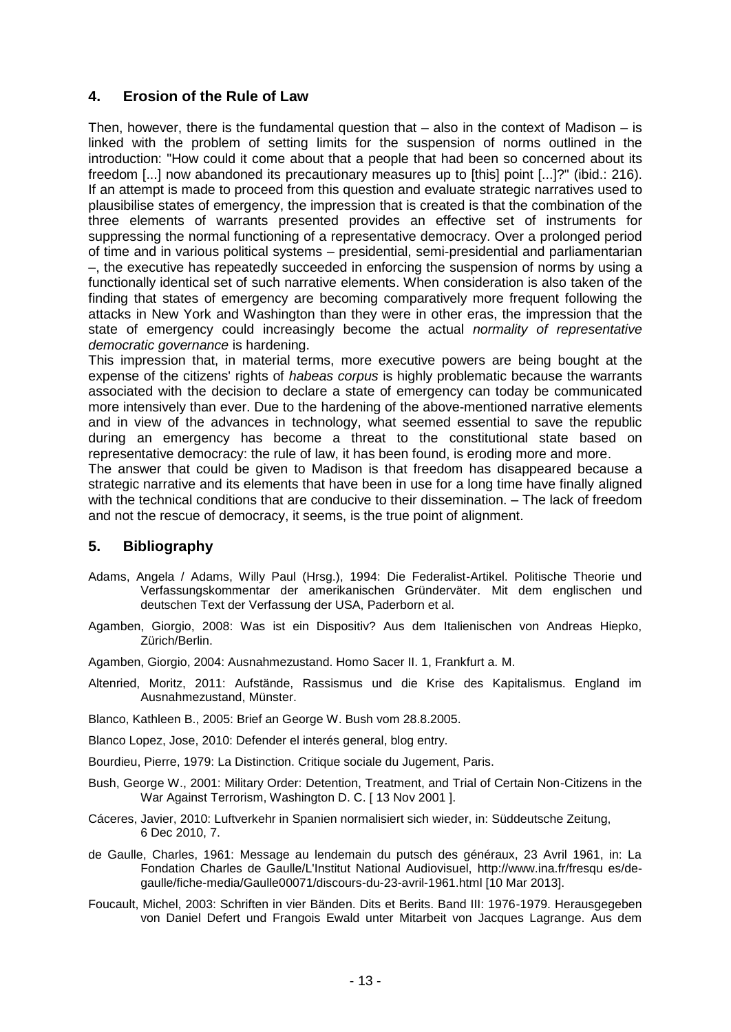## 4. Erosion of the Rule of Law

Then, however, there is the fundamental question that – also in the context of Madison – is linked with the problem of setting limits for the suspension of norms outlined in the introduction: "How could it come about that a people that had been so concerned about its freedom [...] now abandoned its precautionary measures up to [this] point [...]?" (ibid.: 216). If an attempt is made to proceed from this question and evaluate strategic narratives used to plausibilise states of emergency, the impression that is created is that the combination of the three elements of warrants presented provides an effective set of instruments for suppressing the normal functioning of a representative democracy. Over a prolonged period of time and in various political systems – presidential, semi-presidential and parliamentarian –, the executive has repeatedly succeeded in enforcing the suspension of norms by using a functionally identical set of such narrative elements. When consideration is also taken of the finding that states of emergency are becoming comparatively more frequent following the attacks in New York and Washington than they were in other eras, the impression that the state of emergency could increasingly become the actual *normality of representative democratic governance* is hardening.

This impression that, in material terms, more executive powers are being bought at the expense of the citizens' rights of *habeas corpus* is highly problematic because the warrants associated with the decision to declare a state of emergency can today be communicated more intensively than ever. Due to the hardening of the above-mentioned narrative elements and in view of the advances in technology, what seemed essential to save the republic during an emergency has become a threat to the constitutional state based on representative democracy: the rule of law, it has been found, is eroding more and more.

The answer that could be given to Madison is that freedom has disappeared because a strategic narrative and its elements that have been in use for a long time have finally aligned with the technical conditions that are conducive to their dissemination. – The lack of freedom and not the rescue of democracy, it seems, is the true point of alignment.

## 5. Bibliography

Adams, Angela / Adams, Willy Paul (Hrsg.), 1994: Die Federalist-Artikel. Politische Theorie und Verfassungskommentar der amerikanischen Gründerväter. Mit dem englischen und deutschen Text der Verfassung der USA, Paderborn et al.

Agamben, Giorgio, 2008: Was ist ein Dispositiv? Aus dem Italienischen von Andreas Hiepko, Zürich/Berlin.

Agamben, Giorgio, 2004: Ausnahmezustand. Homo Sacer II. 1, Frankfurt a. M.

Altenried, Moritz, 2011: Aufstände, Rassismus und die Krise des Kapitalismus. England im Ausnahmezustand, Münster.

Blanco, Kathleen B., 2005: Brief an George W. Bush vom 28.8.2005.

Blanco Lopez, Jose, 2010: Defender el interés general, blog entry.

Bourdieu, Pierre, 1979: La Distinction. Critique sociale du Jugement, Paris.

Bush, George W., 2001: Military Order: Detention, Treatment, and Trial of Certain Non-Citizens in the War Against Terrorism, Washington D. C. [ 13 Nov 2001 ].

Cáceres, Javier, 2010: Luftverkehr in Spanien normalisiert sich wieder, in: Süddeutsche Zeitung, 6 Dec 2010, 7.

de Gaulle, Charles, 1961: Message au lendemain du putsch des généraux, 23 Avril 1961, in: La Fondation Charles de Gaulle/L'Institut National Audiovisuel, http://www.ina.fr/fresqu es/de-gaulle/fiche-media/Gaulle00071/discours-du-23-avril-1961.html [10 Mar 2013].

Foucault, Michel, 2003: Schriften in vier Bänden. Dits et Berits. Band III: 1976-1979. Herausgegeben von Daniel Defert und Frangois Ewald unter Mitarbeit von Jacques Lagrange. Aus dem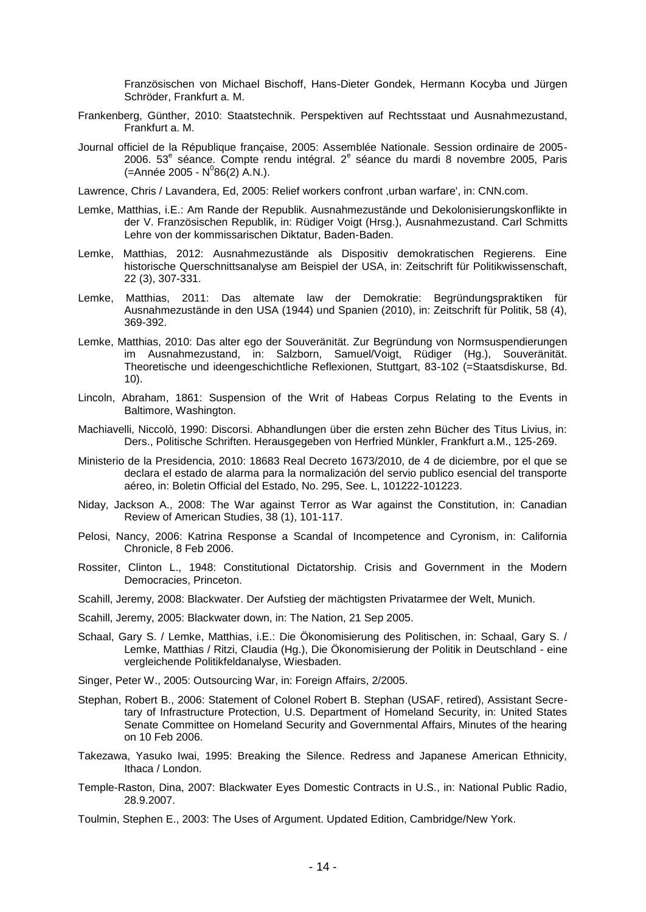Französischen von Michael Bischoff, Hans-Dieter Gondek, Hermann Kocyba und Jürgen Schröder, Frankfurt a. M.

Frankenberg, Günther, 2010: Staatstechnik. Perspektiven auf Rechtsstaat und Ausnahmezustand, Frankfurt a. M.

Journal officiel de la République française, 2005: Assemblée Nationale. Session ordinaire de 2005-2006. 53[e] séance. Compte rendu intégral. 2[e] séance du mardi 8 novembre 2005, Paris (=Année 2005 - N[0]86(2) A.N.).

Lawrence, Chris / Lavandera, Ed, 2005: Relief workers confront ‚urban warfare', in: CNN.com.

Lemke, Matthias, i.E.: Am Rande der Republik. Ausnahmezustände und Dekolonisierungskonflikte in der V. Französischen Republik, in: Rüdiger Voigt (Hrsg.), Ausnahmezustand. Carl Schmitts Lehre von der kommissarischen Diktatur, Baden-Baden.

Lemke, Matthias, 2012: Ausnahmezustände als Dispositiv demokratischen Regierens. Eine historische Querschnittsanalyse am Beispiel der USA, in: Zeitschrift für Politikwissenschaft, 22 (3), 307-331.

Lemke, Matthias, 2011: Das altemate law der Demokratie: Begründungspraktiken für Ausnahmezustände in den USA (1944) und Spanien (2010), in: Zeitschrift für Politik, 58 (4), 369-392.

Lemke, Matthias, 2010: Das alter ego der Souveränität. Zur Begründung von Normsuspendierungen im Ausnahmezustand, in: Salzborn, Samuel/Voigt, Rüdiger (Hg.), Souveränität. Theoretische und ideengeschichtliche Reflexionen, Stuttgart, 83-102 (=Staatsdiskurse, Bd. 10).

Lincoln, Abraham, 1861: Suspension of the Writ of Habeas Corpus Relating to the Events in Baltimore, Washington.

Machiavelli, Niccolò, 1990: Discorsi. Abhandlungen über die ersten zehn Bücher des Titus Livius, in: Ders., Politische Schriften. Herausgegeben von Herfried Münkler, Frankfurt a.M., 125-269.

Ministerio de la Presidencia, 2010: 18683 Real Decreto 1673/2010, de 4 de diciembre, por el que se declara el estado de alarma para la normalización del servio publico esencial del transporte aéreo, in: Boletin Official del Estado, No. 295, See. L, 101222-101223.

Niday, Jackson A., 2008: The War against Terror as War against the Constitution, in: Canadian Review of American Studies, 38 (1), 101-117.

Pelosi, Nancy, 2006: Katrina Response a Scandal of Incompetence and Cyronism, in: California Chronicle, 8 Feb 2006.

Rossiter, Clinton L., 1948: Constitutional Dictatorship. Crisis and Government in the Modern Democracies, Princeton.

Scahill, Jeremy, 2008: Blackwater. Der Aufstieg der mächtigsten Privatarmee der Welt, Munich.

Scahill, Jeremy, 2005: Blackwater down, in: The Nation, 21 Sep 2005.

Schaal, Gary S. / Lemke, Matthias, i.E.: Die Ökonomisierung des Politischen, in: Schaal, Gary S. / Lemke, Matthias / Ritzi, Claudia (Hg.), Die Ökonomisierung der Politik in Deutschland - eine vergleichende Politikfeldanalyse, Wiesbaden.

Singer, Peter W., 2005: Outsourcing War, in: Foreign Affairs, 2/2005.

Stephan, Robert B., 2006: Statement of Colonel Robert B. Stephan (USAF, retired), Assistant Secretary of Infrastructure Protection, U.S. Department of Homeland Security, in: United States Senate Committee on Homeland Security and Governmental Affairs, Minutes of the hearing on 10 Feb 2006.

Takezawa, Yasuko Iwai, 1995: Breaking the Silence. Redress and Japanese American Ethnicity, Ithaca / London.

Temple-Raston, Dina, 2007: Blackwater Eyes Domestic Contracts in U.S., in: National Public Radio, 28.9.2007.

Toulmin, Stephen E., 2003: The Uses of Argument. Updated Edition, Cambridge/New York.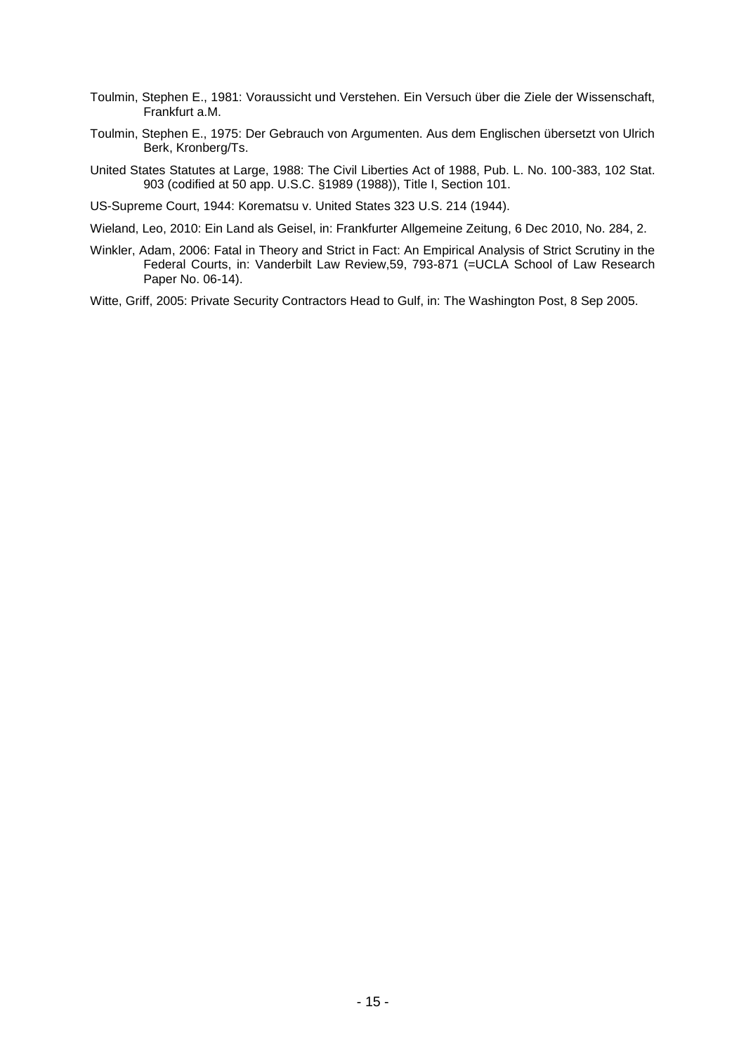Toulmin, Stephen E., 1981: Voraussicht und Verstehen. Ein Versuch über die Ziele der Wissenschaft, Frankfurt a.M.

Toulmin, Stephen E., 1975: Der Gebrauch von Argumenten. Aus dem Englischen übersetzt von Ulrich Berk, Kronberg/Ts.

United States Statutes at Large, 1988: The Civil Liberties Act of 1988, Pub. L. No. 100-383, 102 Stat. 903 (codified at 50 app. U.S.C. §1989 (1988)), Title I, Section 101.

US-Supreme Court, 1944: Korematsu v. United States 323 U.S. 214 (1944).

Wieland, Leo, 2010: Ein Land als Geisel, in: Frankfurter Allgemeine Zeitung, 6 Dec 2010, No. 284, 2.

Winkler, Adam, 2006: Fatal in Theory and Strict in Fact: An Empirical Analysis of Strict Scrutiny in the Federal Courts, in: Vanderbilt Law Review,59, 793-871 (=UCLA School of Law Research Paper No. 06-14).

Witte, Griff, 2005: Private Security Contractors Head to Gulf, in: The Washington Post, 8 Sep 2005.